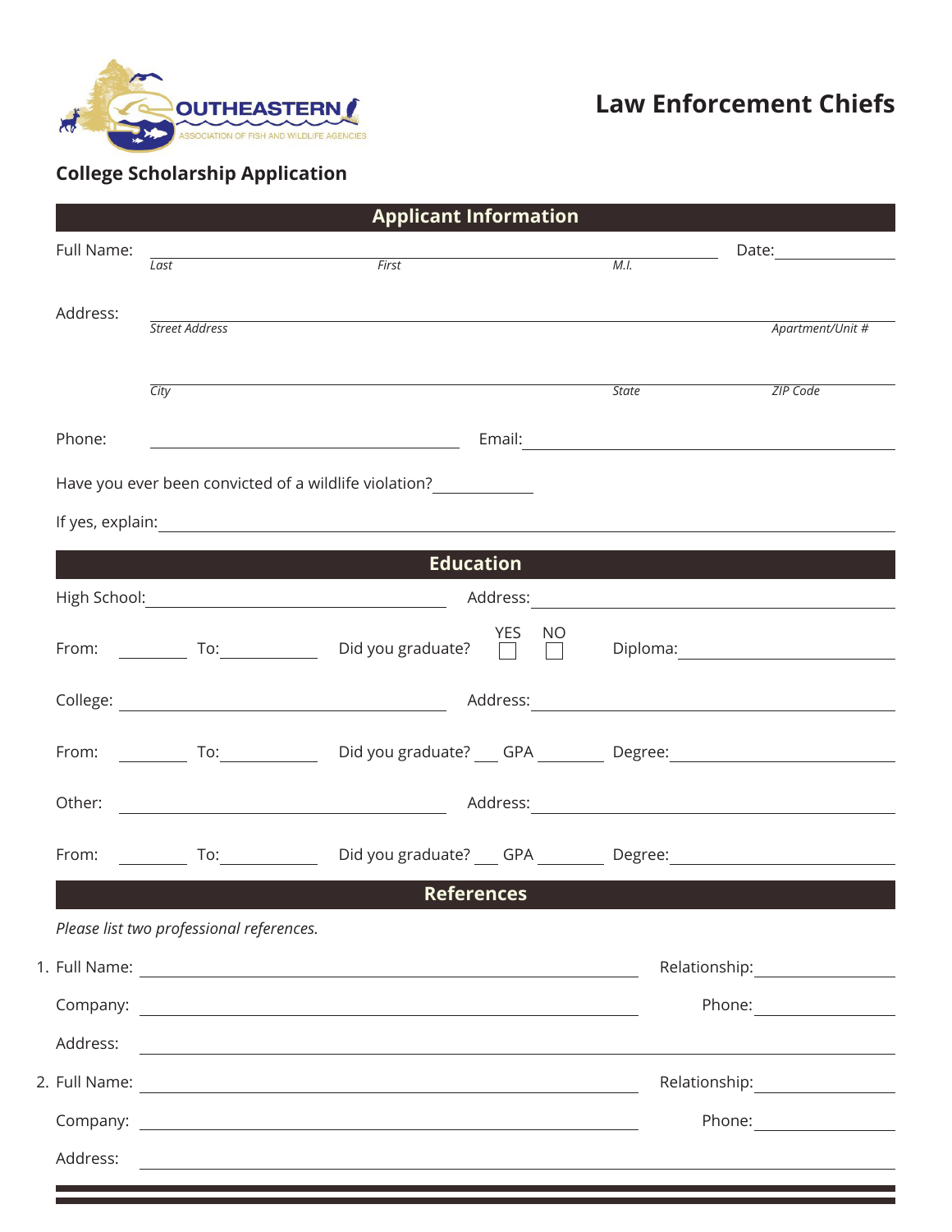SOUTHEASTERN ASSOCIATION OF FISH AND WILDLIFE AGENCIES

# Law Enforcement Chiefs

## College Scholarship Application

### Applicant Information

Full Name: ______________________________________________ Date: ____________
*Last* *First* *M.I.*

Address: ____________________________________________________________
*Street Address* *Apartment/Unit #*

____________________________________________________________
*City* *State* *ZIP Code*

Phone: ______________________ Email: ______________________________

Have you ever been convicted of a wildlife violation? __________

If yes, explain: ____________________________________________________________

### Education

High School: ______________________ Address: ______________________________

From: ________ To: ________ Did you graduate? YES ☐ NO ☐ Diploma: ______________

College: ______________________ Address: ______________________________

From: ________ To: ________ Did you graduate? ___ GPA ______ Degree: ______________

Other: ______________________ Address: ______________________________

From: ________ To: ________ Did you graduate? ___ GPA ______ Degree: ______________

### References

*Please list two professional references.*

1. Full Name: ______________________________ Relationship: ______________

   Company: ______________________________ Phone: ______________

   Address: ____________________________________________________________

2. Full Name: ______________________________ Relationship: ______________

   Company: ______________________________ Phone: ______________

   Address: ____________________________________________________________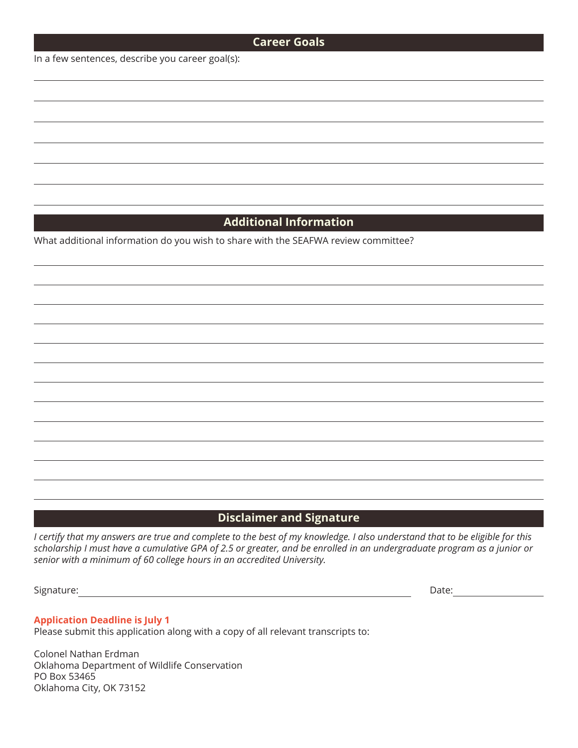## Career Goals

In a few sentences, describe you career goal(s):

## Additional Information

What additional information do you wish to share with the SEAFWA review committee?

## Disclaimer and Signature

*I certify that my answers are true and complete to the best of my knowledge. I also understand that to be eligible for this scholarship I must have a cumulative GPA of 2.5 or greater, and be enrolled in an undergraduate program as a junior or senior with a minimum of 60 college hours in an accredited University.*

Signature: ______________________________ Date: ______________

**Application Deadline is July 1**

Please submit this application along with a copy of all relevant transcripts to:

Colonel Nathan Erdman
Oklahoma Department of Wildlife Conservation
PO Box 53465
Oklahoma City, OK 73152